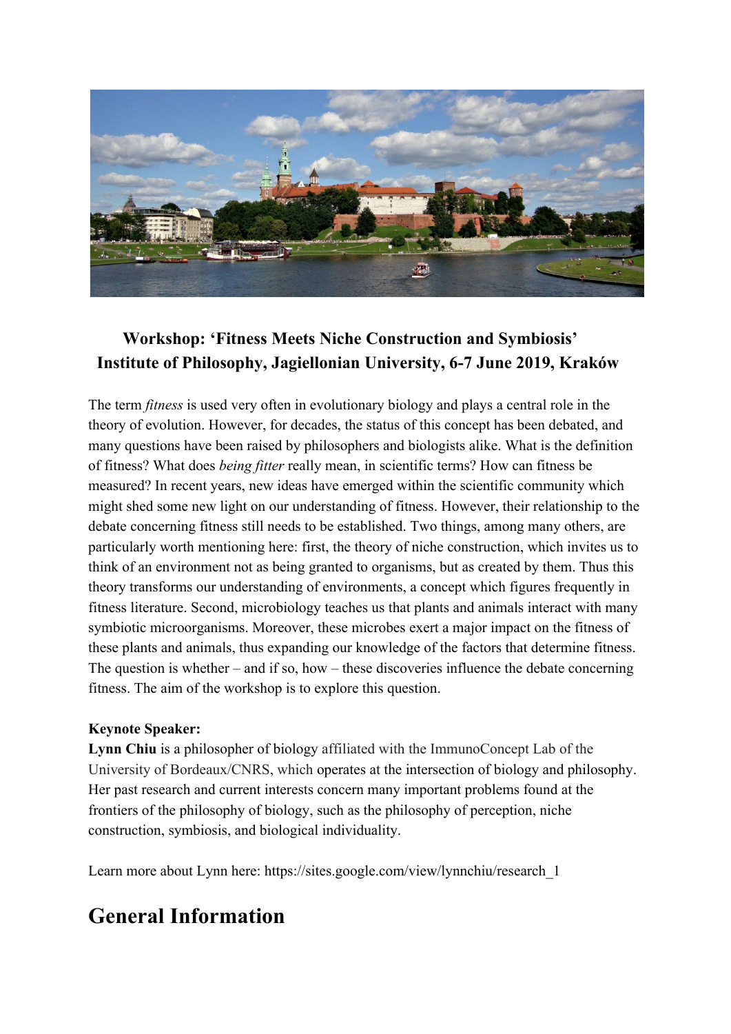**Workshop: 'Fitness Meets Niche Construction and Symbiosis'**
**Institute of Philosophy, Jagiellonian University, 6-7 June 2019, Kraków**

The term *fitness* is used very often in evolutionary biology and plays a central role in the theory of evolution. However, for decades, the status of this concept has been debated, and many questions have been raised by philosophers and biologists alike. What is the definition of fitness? What does *being fitter* really mean, in scientific terms? How can fitness be measured? In recent years, new ideas have emerged within the scientific community which might shed some new light on our understanding of fitness. However, their relationship to the debate concerning fitness still needs to be established. Two things, among many others, are particularly worth mentioning here: first, the theory of niche construction, which invites us to think of an environment not as being granted to organisms, but as created by them. Thus this theory transforms our understanding of environments, a concept which figures frequently in fitness literature. Second, microbiology teaches us that plants and animals interact with many symbiotic microorganisms. Moreover, these microbes exert a major impact on the fitness of these plants and animals, thus expanding our knowledge of the factors that determine fitness. The question is whether – and if so, how – these discoveries influence the debate concerning fitness. The aim of the workshop is to explore this question.

**Keynote Speaker:**
**Lynn Chiu** is a philosopher of biology affiliated with the ImmunoConcept Lab of the University of Bordeaux/CNRS, which operates at the intersection of biology and philosophy. Her past research and current interests concern many important problems found at the frontiers of the philosophy of biology, such as the philosophy of perception, niche construction, symbiosis, and biological individuality.

Learn more about Lynn here: https://sites.google.com/view/lynnchiu/research_1

# General Information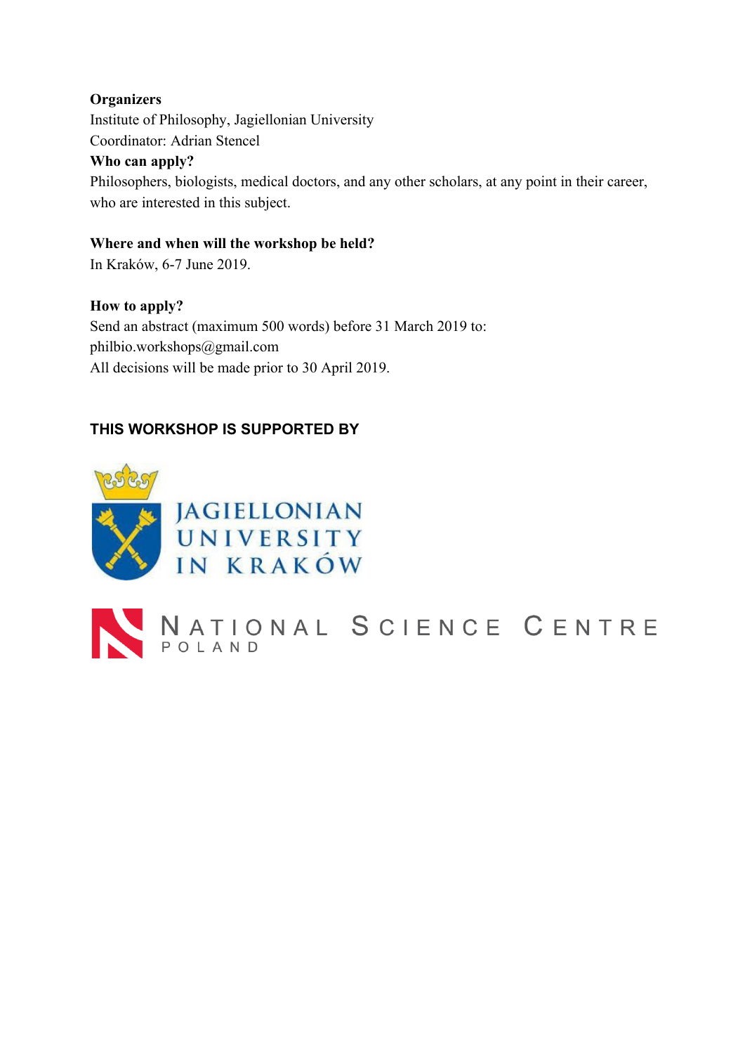**Organizers**
Institute of Philosophy, Jagiellonian University
Coordinator: Adrian Stencel

**Who can apply?**
Philosophers, biologists, medical doctors, and any other scholars, at any point in their career, who are interested in this subject.

**Where and when will the workshop be held?**
In Kraków, 6-7 June 2019.

**How to apply?**
Send an abstract (maximum 500 words) before 31 March 2019 to:
philbio.workshops@gmail.com
All decisions will be made prior to 30 April 2019.

**THIS WORKSHOP IS SUPPORTED BY**

JAGIELLONIAN UNIVERSITY IN KRAKÓW

NATIONAL SCIENCE CENTRE POLAND